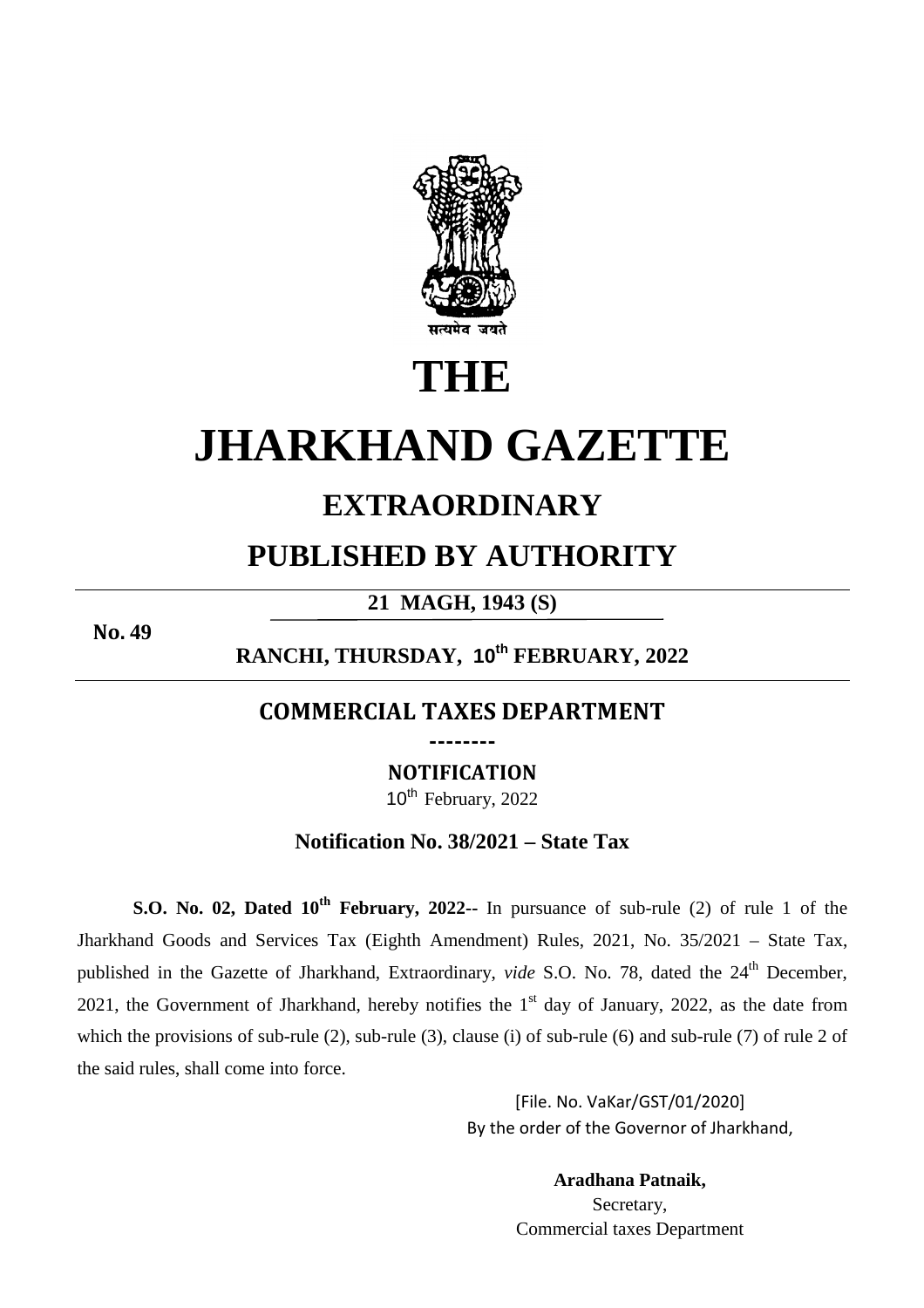सत्यमेव जयते

# THE

# JHARKHAND GAZETTE

## EXTRAORDINARY

## PUBLISHED BY AUTHORITY

**21 MAGH, 1943 (S)**

**No. 49**

**RANCHI, THURSDAY, 10th FEBRUARY, 2022**

## COMMERCIAL TAXES DEPARTMENT

--------

**NOTIFICATION**

10th February, 2022

**Notification No. 38/2021 – State Tax**

**S.O. No. 02, Dated 10th February, 2022**-- In pursuance of sub-rule (2) of rule 1 of the Jharkhand Goods and Services Tax (Eighth Amendment) Rules, 2021, No. 35/2021 – State Tax, published in the Gazette of Jharkhand, Extraordinary, *vide* S.O. No. 78, dated the 24th December, 2021, the Government of Jharkhand, hereby notifies the 1st day of January, 2022, as the date from which the provisions of sub-rule (2), sub-rule (3), clause (i) of sub-rule (6) and sub-rule (7) of rule 2 of the said rules, shall come into force.

[File. No. VaKar/GST/01/2020]
By the order of the Governor of Jharkhand,

**Aradhana Patnaik,**
Secretary,
Commercial taxes Department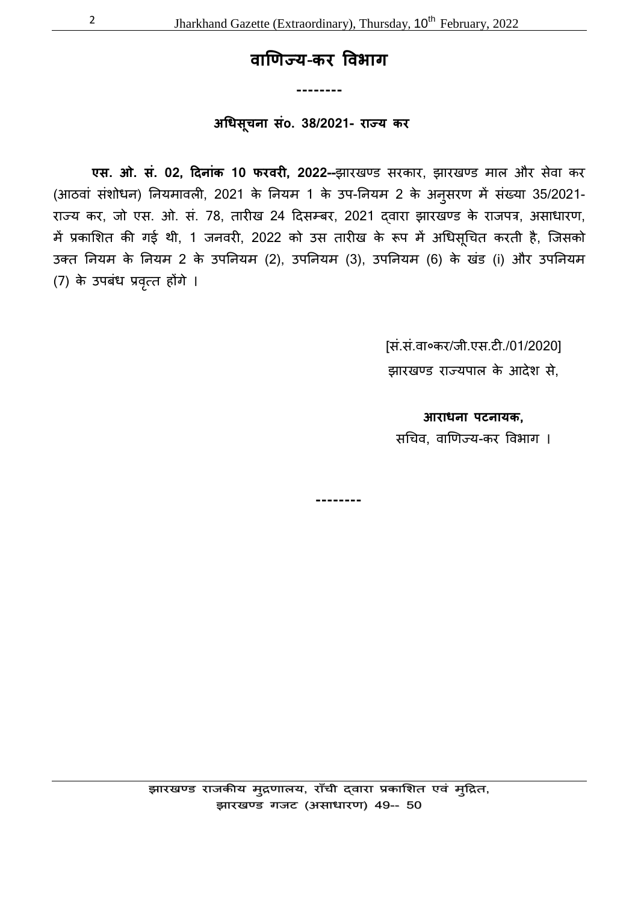# वाणिज्य-कर विभाग

--------

**अधिसूचना सं०. 38/2021- राज्य कर**

**एस. ओ. सं. 02, दिनांक 10 फरवरी, 2022--**झारखण्ड सरकार, झारखण्ड माल और सेवा कर (आठवां संशोधन) नियमावली, 2021 के नियम 1 के उप-नियम 2 के अनुसरण में संख्या 35/2021- राज्य कर, जो एस. ओ. सं. 78, तारीख 24 दिसम्बर, 2021 द्वारा झारखण्ड के राजपत्र, असाधारण, में प्रकाशित की गई थी, 1 जनवरी, 2022 को उस तारीख के रूप में अधिसूचित करती है, जिसको उक्त नियम के नियम 2 के उपनियम (2), उपनियम (3), उपनियम (6) के खंड (i) और उपनियम (7) के उपबंध प्रवृत्त होंगे ।

[सं.सं.वा०कर/जी.एस.टी./01/2020]

झारखण्ड राज्यपाल के आदेश से,

**आराधना पटनायक,**

सचिव, वाणिज्य-कर विभाग ।

--------

झारखण्ड राजकीय मुद्रणालय, राँची द्वारा प्रकाशित एवं मुद्रित,
झारखण्ड गजट (असाधारण) 49-- 50